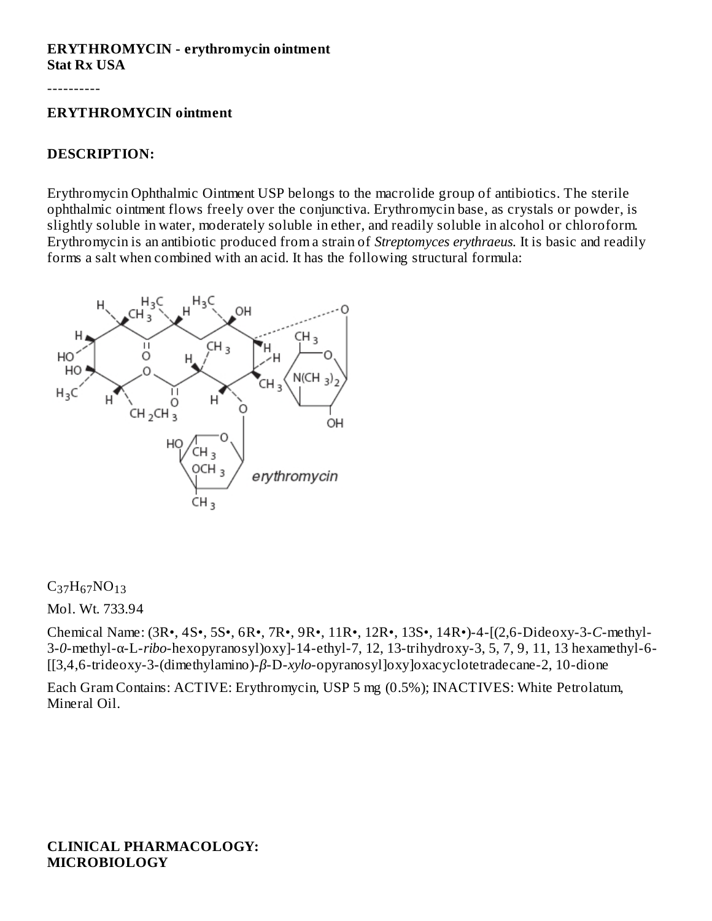**ERYTHROMYCIN - erythromycin ointment**
**Stat Rx USA**

----------

**ERYTHROMYCIN ointment**

## DESCRIPTION:

Erythromycin Ophthalmic Ointment USP belongs to the macrolide group of antibiotics. The sterile ophthalmic ointment flows freely over the conjunctiva. Erythromycin base, as crystals or powder, is slightly soluble in water, moderately soluble in ether, and readily soluble in alcohol or chloroform. Erythromycin is an antibiotic produced from a strain of *Streptomyces erythraeus.* It is basic and readily forms a salt when combined with an acid. It has the following structural formula:

$C_{37}H_{67}NO_{13}$

Mol. Wt. 733.94

Chemical Name: (3R•, 4S•, 5S•, 6R•, 7R•, 9R•, 11R•, 12R•, 13S•, 14R•)-4-[(2,6-Dideoxy-3-*C*-methyl-3-*0*-methyl-α-L-*ribo*-hexopyranosyl)oxy]-14-ethyl-7, 12, 13-trihydroxy-3, 5, 7, 9, 11, 13 hexamethyl-6-[[3,4,6-trideoxy-3-(dimethylamino)-*β*-D-*xylo*-opyranosyl]oxy]oxacyclotetradecane-2, 10-dione

Each Gram Contains: ACTIVE: Erythromycin, USP 5 mg (0.5%); INACTIVES: White Petrolatum, Mineral Oil.

## CLINICAL PHARMACOLOGY:
### MICROBIOLOGY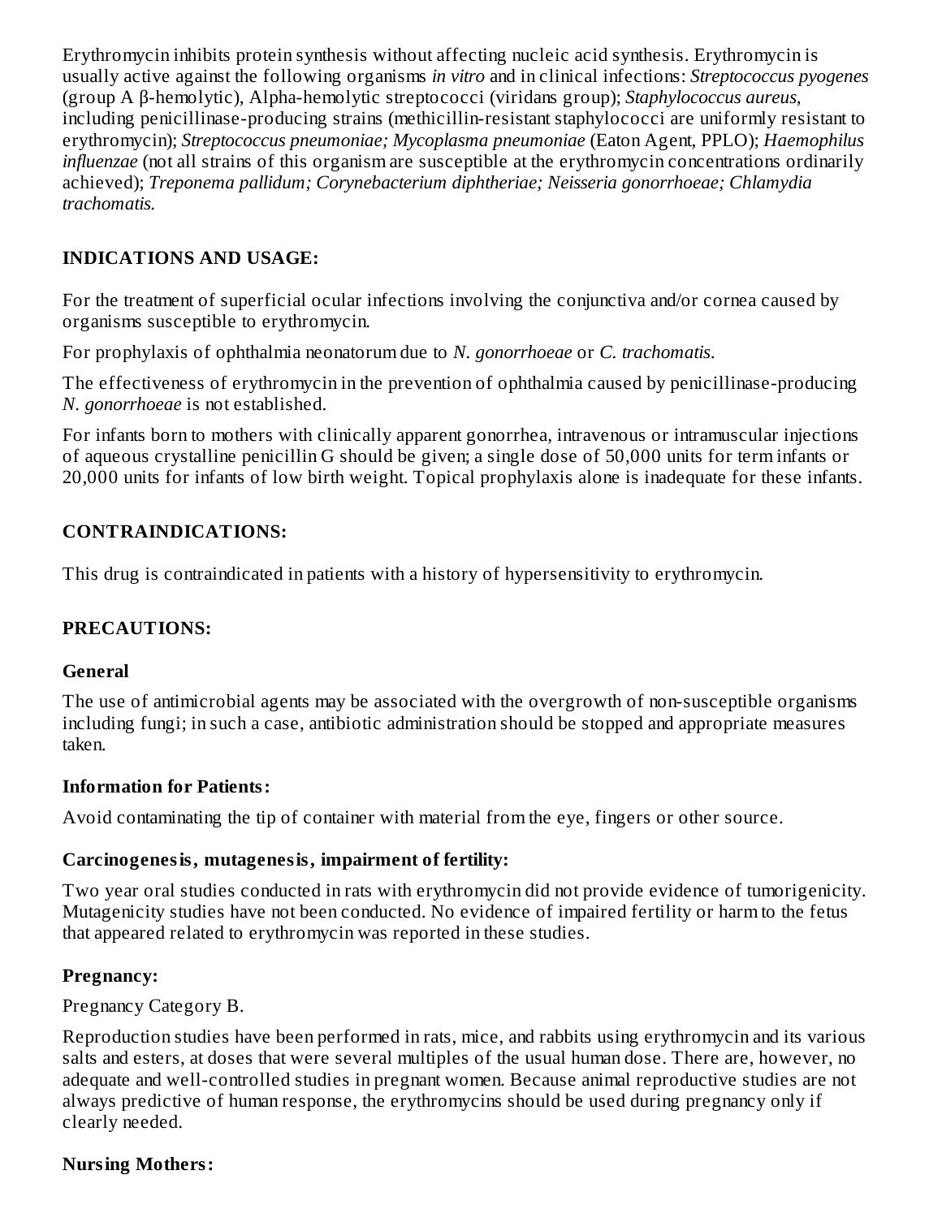Erythromycin inhibits protein synthesis without affecting nucleic acid synthesis. Erythromycin is usually active against the following organisms *in vitro* and in clinical infections: *Streptococcus pyogenes* (group A β-hemolytic), Alpha-hemolytic streptococci (viridans group); *Staphylococcus aureus*, including penicillinase-producing strains (methicillin-resistant staphylococci are uniformly resistant to erythromycin); *Streptococcus pneumoniae; Mycoplasma pneumoniae* (Eaton Agent, PPLO); *Haemophilus influenzae* (not all strains of this organism are susceptible at the erythromycin concentrations ordinarily achieved); *Treponema pallidum; Corynebacterium diphtheriae; Neisseria gonorrhoeae; Chlamydia trachomatis.*

## INDICATIONS AND USAGE:

For the treatment of superficial ocular infections involving the conjunctiva and/or cornea caused by organisms susceptible to erythromycin.

For prophylaxis of ophthalmia neonatorum due to *N. gonorrhoeae* or *C. trachomatis.*

The effectiveness of erythromycin in the prevention of ophthalmia caused by penicillinase-producing *N. gonorrhoeae* is not established.

For infants born to mothers with clinically apparent gonorrhea, intravenous or intramuscular injections of aqueous crystalline penicillin G should be given; a single dose of 50,000 units for term infants or 20,000 units for infants of low birth weight. Topical prophylaxis alone is inadequate for these infants.

## CONTRAINDICATIONS:

This drug is contraindicated in patients with a history of hypersensitivity to erythromycin.

## PRECAUTIONS:

### General

The use of antimicrobial agents may be associated with the overgrowth of non-susceptible organisms including fungi; in such a case, antibiotic administration should be stopped and appropriate measures taken.

### Information for Patients:

Avoid contaminating the tip of container with material from the eye, fingers or other source.

### Carcinogenesis, mutagenesis, impairment of fertility:

Two year oral studies conducted in rats with erythromycin did not provide evidence of tumorigenicity. Mutagenicity studies have not been conducted. No evidence of impaired fertility or harm to the fetus that appeared related to erythromycin was reported in these studies.

### Pregnancy:

Pregnancy Category B.

Reproduction studies have been performed in rats, mice, and rabbits using erythromycin and its various salts and esters, at doses that were several multiples of the usual human dose. There are, however, no adequate and well-controlled studies in pregnant women. Because animal reproductive studies are not always predictive of human response, the erythromycins should be used during pregnancy only if clearly needed.

### Nursing Mothers: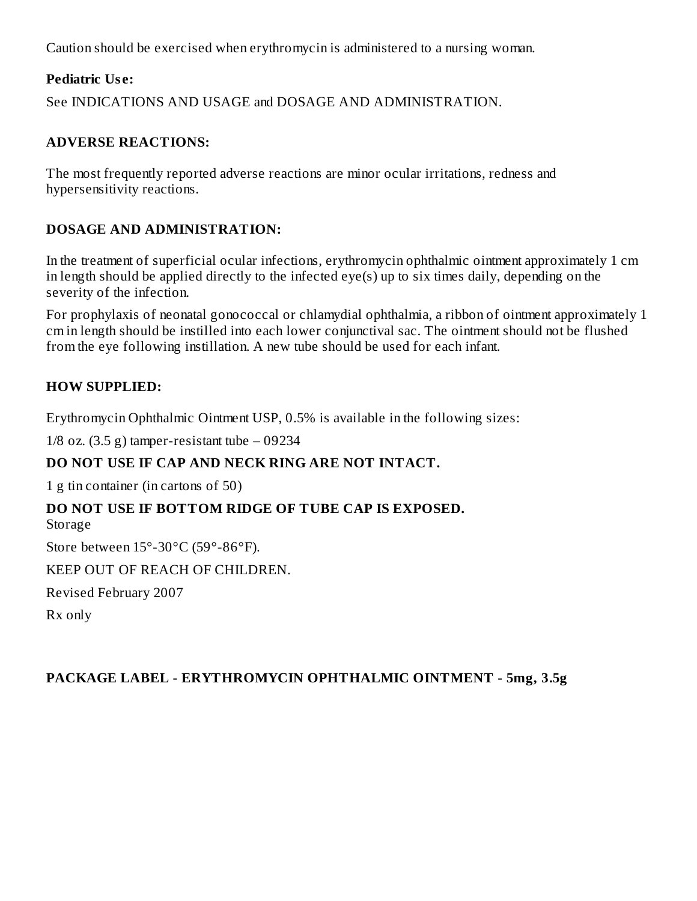Caution should be exercised when erythromycin is administered to a nursing woman.

**Pediatric Use:**

See INDICATIONS AND USAGE and DOSAGE AND ADMINISTRATION.

## ADVERSE REACTIONS:

The most frequently reported adverse reactions are minor ocular irritations, redness and hypersensitivity reactions.

## DOSAGE AND ADMINISTRATION:

In the treatment of superficial ocular infections, erythromycin ophthalmic ointment approximately 1 cm in length should be applied directly to the infected eye(s) up to six times daily, depending on the severity of the infection.

For prophylaxis of neonatal gonococcal or chlamydial ophthalmia, a ribbon of ointment approximately 1 cm in length should be instilled into each lower conjunctival sac. The ointment should not be flushed from the eye following instillation. A new tube should be used for each infant.

## HOW SUPPLIED:

Erythromycin Ophthalmic Ointment USP, 0.5% is available in the following sizes:

1/8 oz. (3.5 g) tamper-resistant tube – 09234

**DO NOT USE IF CAP AND NECK RING ARE NOT INTACT.**

1 g tin container (in cartons of 50)

**DO NOT USE IF BOTTOM RIDGE OF TUBE CAP IS EXPOSED.**

Storage

Store between 15°-30°C (59°-86°F).

KEEP OUT OF REACH OF CHILDREN.

Revised February 2007

Rx only

## PACKAGE LABEL - ERYTHROMYCIN OPHTHALMIC OINTMENT - 5mg, 3.5g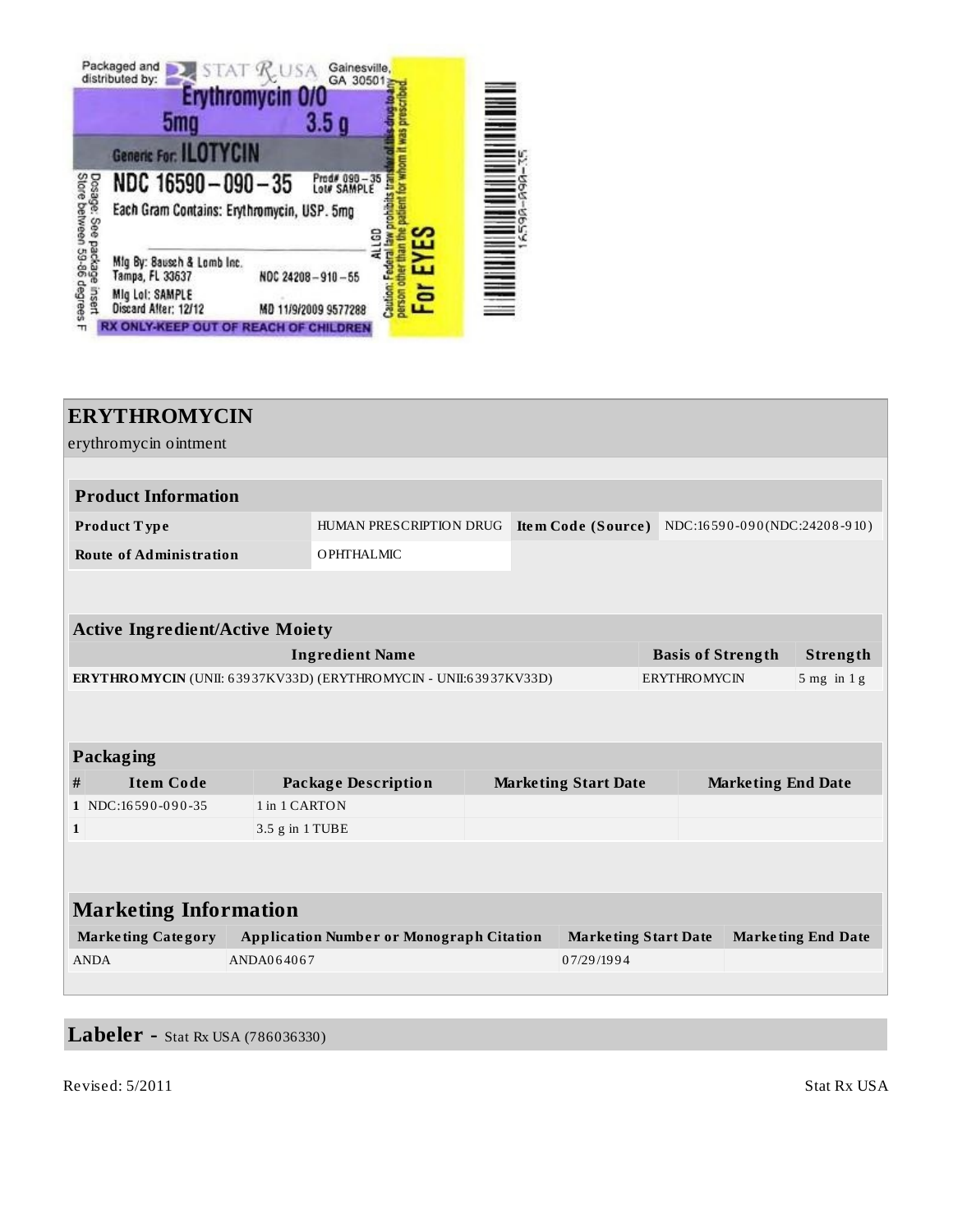Packaged and distributed by: STAT Rx USA Gainesville, GA 30501

Erythromycin O/O
5mg 3.5 g

Generic For: ILOTYCIN

NDC 16590–090–35

Prod# 090–35
Lot# SAMPLE

Each Gram Contains: Erythromycin, USP. 5mg

Mfg By: Bausch & Lomb Inc.
Tampa, FL 33637

NDC 24208–910–55

Mfg Lot: SAMPLE
Discard After: 12/12

MD 11/9/2009 9577288

ALLGD

RX ONLY-KEEP OUT OF REACH OF CHILDREN

Dosage: See package insert
Store between 59-86 degrees F

Caution: Federal law prohibits transfer of this drug to any person other than the patient for whom it was prescribed.

For EYES

16590-090-35

# ERYTHROMYCIN

erythromycin ointment

## Product Information

| | | | |
|---|---|---|---|
| **Product Type** | HUMAN PRESCRIPTION DRUG | **Item Code (Source)** | NDC:16590-090(NDC:24208-910) |
| **Route of Administration** | OPHTHALMIC | | |

## Active Ingredient/Active Moiety

| Ingredient Name | Basis of Strength | Strength |
|---|---|---|
| **ERYTHROMYCIN** (UNII: 63937KV33D) (ERYTHROMYCIN - UNII:63937KV33D) | ERYTHROMYCIN | 5 mg in 1 g |

## Packaging

| # | Item Code | Package Description | Marketing Start Date | Marketing End Date |
|---|---|---|---|---|
| 1 | NDC:16590-090-35 | 1 in 1 CARTON | | |
| 1 | | 3.5 g in 1 TUBE | | |

## Marketing Information

| Marketing Category | Application Number or Monograph Citation | Marketing Start Date | Marketing End Date |
|---|---|---|---|
| ANDA | ANDA064067 | 07/29/1994 | |

**Labeler -** Stat Rx USA (786036330)

Revised: 5/2011 Stat Rx USA